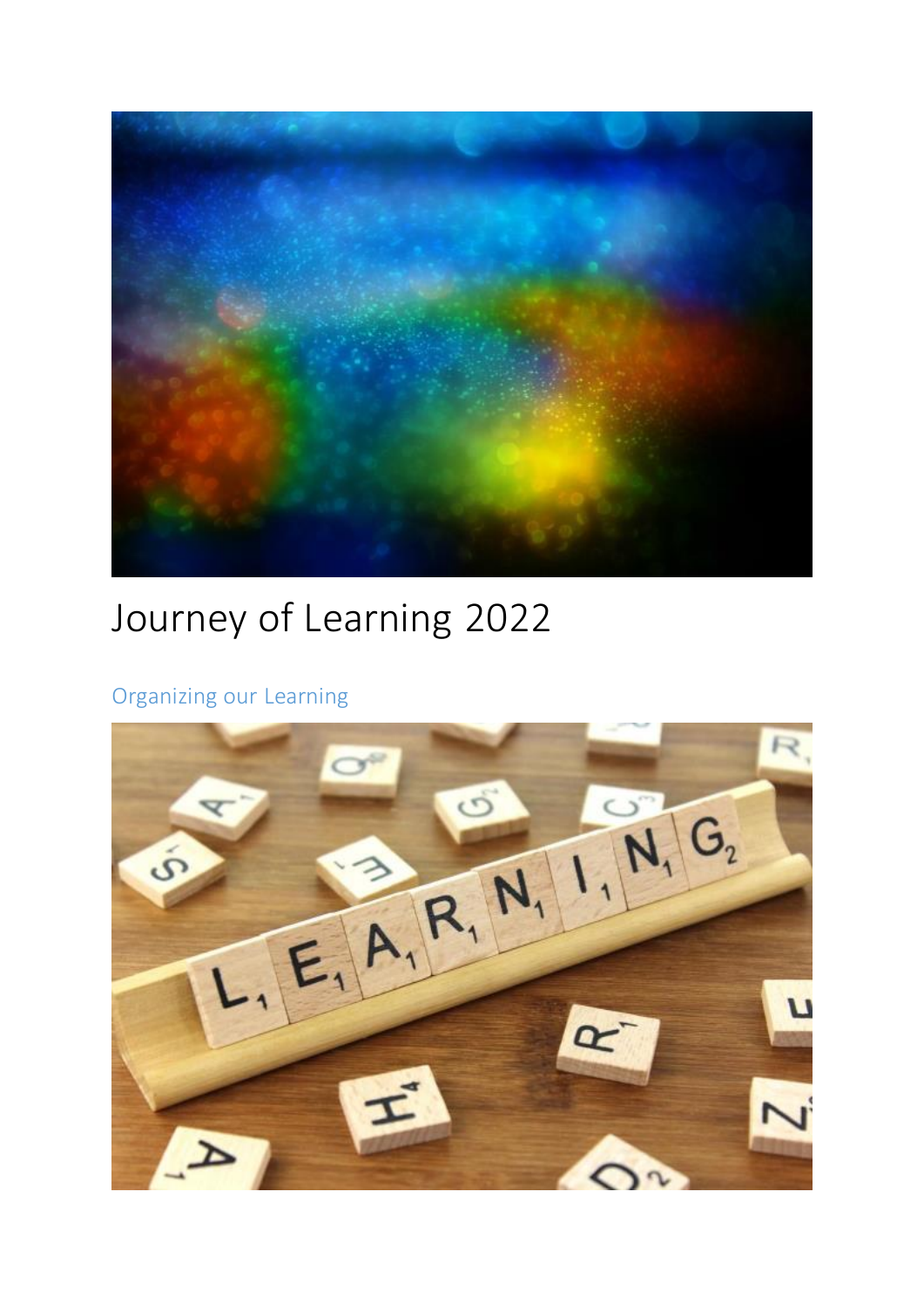# Journey of Learning 2022

## Organizing our Learning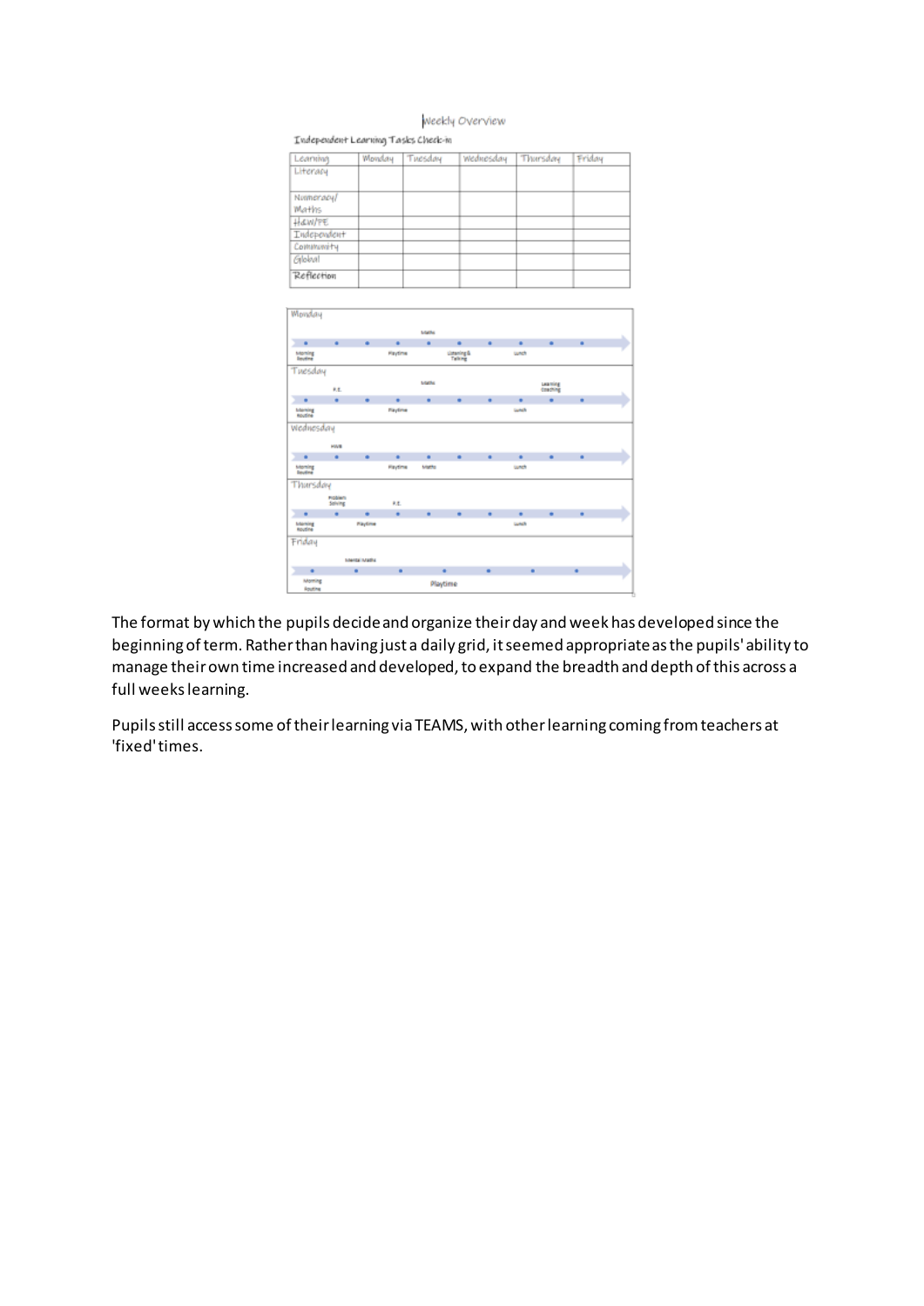Weekly Overview

Independent Learning Tasks Check-in

| Learning | Monday | Tuesday | Wednesday | Thursday | Friday |
| --- | --- | --- | --- | --- | --- |
| Literacy | | | | | |
| Numeracy/ Maths | | | | | |
| H&W/PE | | | | | |
| Independent | | | | | |
| Community | | | | | |
| Global | | | | | |
| Reflection | | | | | |

Monday

Maths

Morning Routine — Playtime — Listening & Talking — Lunch

Tuesday

P.E. — Maths — Learning Coaching

Morning Routine — Playtime — Lunch

Wednesday

HWB

Morning Routine — Playtime — Maths — Lunch

Thursday

Problem Solving — P.E.

Morning Routine — Playtime — Lunch

Friday

Mental Maths

Morning Routine — Playtime

The format by which the pupils decide and organize their day and week has developed since the beginning of term. Rather than having just a daily grid, it seemed appropriate as the pupils' ability to manage their own time increased and developed, to expand the breadth and depth of this across a full weeks learning.

Pupils still access some of their learning via TEAMS, with other learning coming from teachers at 'fixed' times.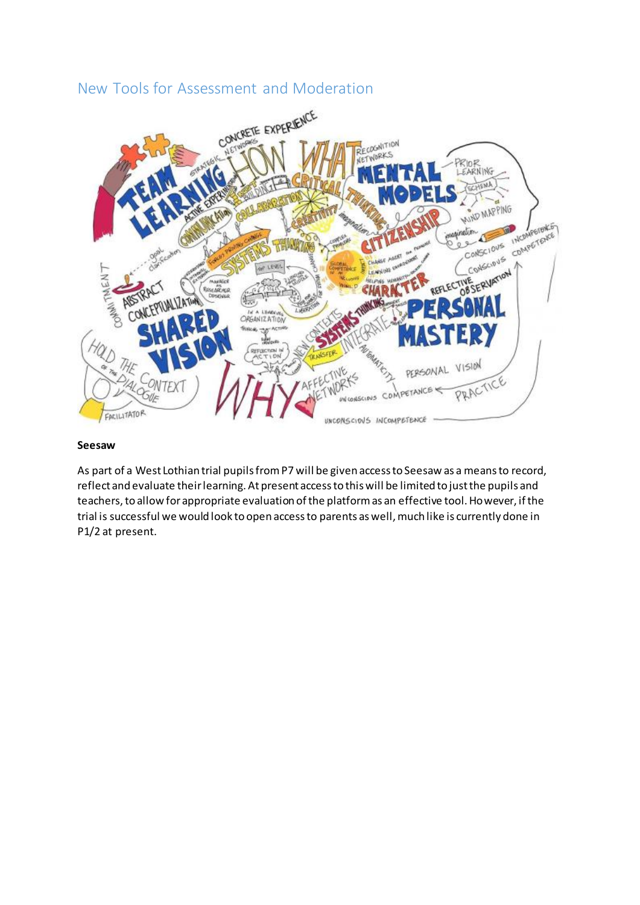## New Tools for Assessment and Moderation

**Seesaw**

As part of a West Lothian trial pupils from P7 will be given access to Seesaw as a means to record, reflect and evaluate their learning. At present access to this will be limited to just the pupils and teachers, to allow for appropriate evaluation of the platform as an effective tool. However, if the trial is successful we would look to open access to parents as well, much like is currently done in P1/2 at present.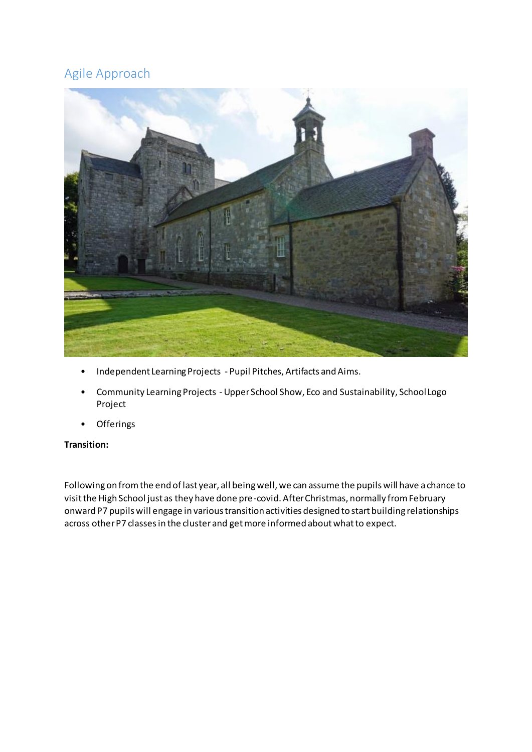## Agile Approach

- Independent Learning Projects - Pupil Pitches, Artifacts and Aims.
- Community Learning Projects - Upper School Show, Eco and Sustainability, School Logo Project
- Offerings

**Transition:**

Following on from the end of last year, all being well, we can assume the pupils will have a chance to visit the High School just as they have done pre-covid. After Christmas, normally from February onward P7 pupils will engage in various transition activities designed to start building relationships across other P7 classes in the cluster and get more informed about what to expect.